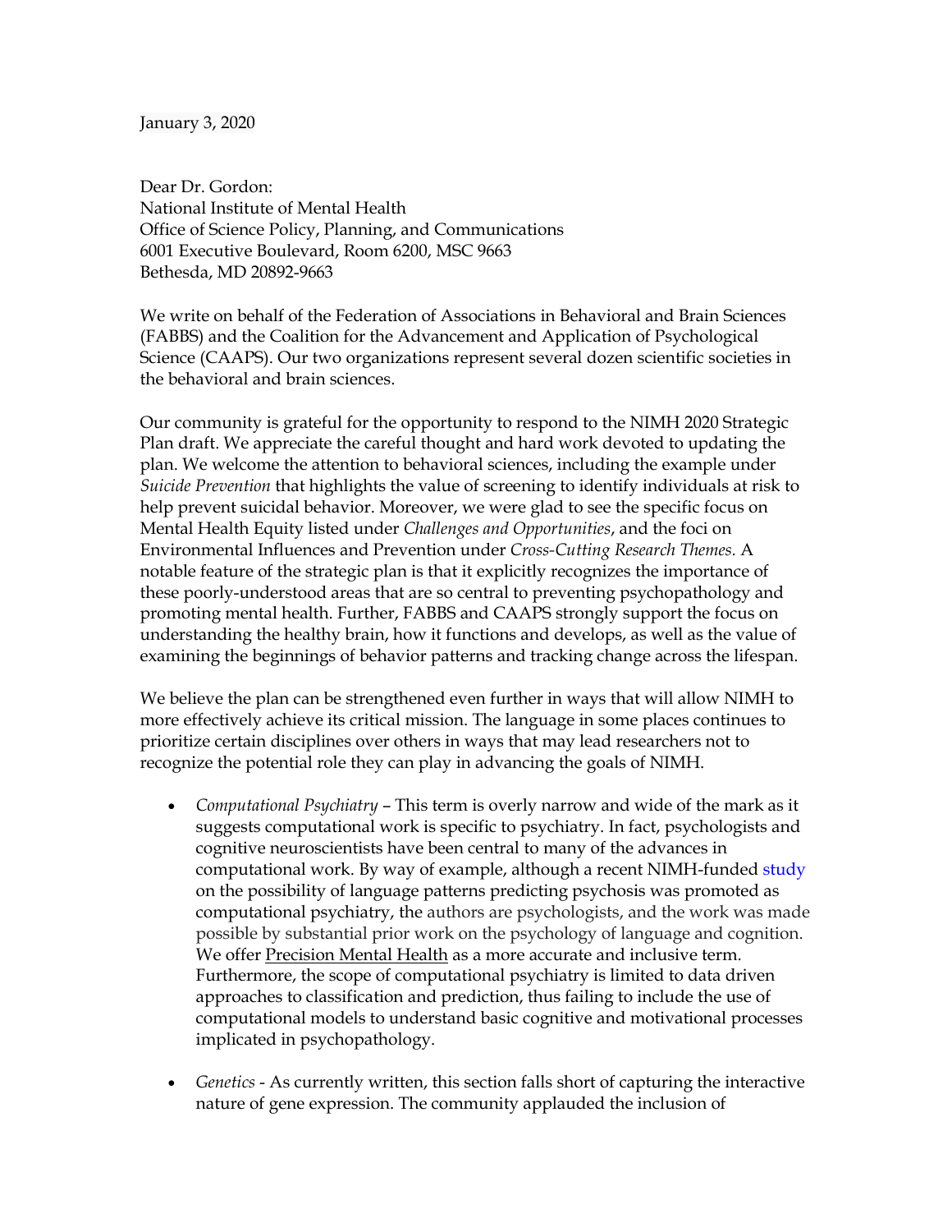January 3, 2020

Dear Dr. Gordon:
National Institute of Mental Health
Office of Science Policy, Planning, and Communications
6001 Executive Boulevard, Room 6200, MSC 9663
Bethesda, MD 20892-9663

We write on behalf of the Federation of Associations in Behavioral and Brain Sciences (FABBS) and the Coalition for the Advancement and Application of Psychological Science (CAAPS). Our two organizations represent several dozen scientific societies in the behavioral and brain sciences.

Our community is grateful for the opportunity to respond to the NIMH 2020 Strategic Plan draft. We appreciate the careful thought and hard work devoted to updating the plan. We welcome the attention to behavioral sciences, including the example under *Suicide Prevention* that highlights the value of screening to identify individuals at risk to help prevent suicidal behavior. Moreover, we were glad to see the specific focus on Mental Health Equity listed under *Challenges and Opportunities*, and the foci on Environmental Influences and Prevention under *Cross-Cutting Research Themes.* A notable feature of the strategic plan is that it explicitly recognizes the importance of these poorly-understood areas that are so central to preventing psychopathology and promoting mental health. Further, FABBS and CAAPS strongly support the focus on understanding the healthy brain, how it functions and develops, as well as the value of examining the beginnings of behavior patterns and tracking change across the lifespan.

We believe the plan can be strengthened even further in ways that will allow NIMH to more effectively achieve its critical mission. The language in some places continues to prioritize certain disciplines over others in ways that may lead researchers not to recognize the potential role they can play in advancing the goals of NIMH.

- *Computational Psychiatry* – This term is overly narrow and wide of the mark as it suggests computational work is specific to psychiatry. In fact, psychologists and cognitive neuroscientists have been central to many of the advances in computational work. By way of example, although a recent NIMH-funded study on the possibility of language patterns predicting psychosis was promoted as computational psychiatry, the authors are psychologists, and the work was made possible by substantial prior work on the psychology of language and cognition. We offer Precision Mental Health as a more accurate and inclusive term. Furthermore, the scope of computational psychiatry is limited to data driven approaches to classification and prediction, thus failing to include the use of computational models to understand basic cognitive and motivational processes implicated in psychopathology.

- *Genetics* - As currently written, this section falls short of capturing the interactive nature of gene expression. The community applauded the inclusion of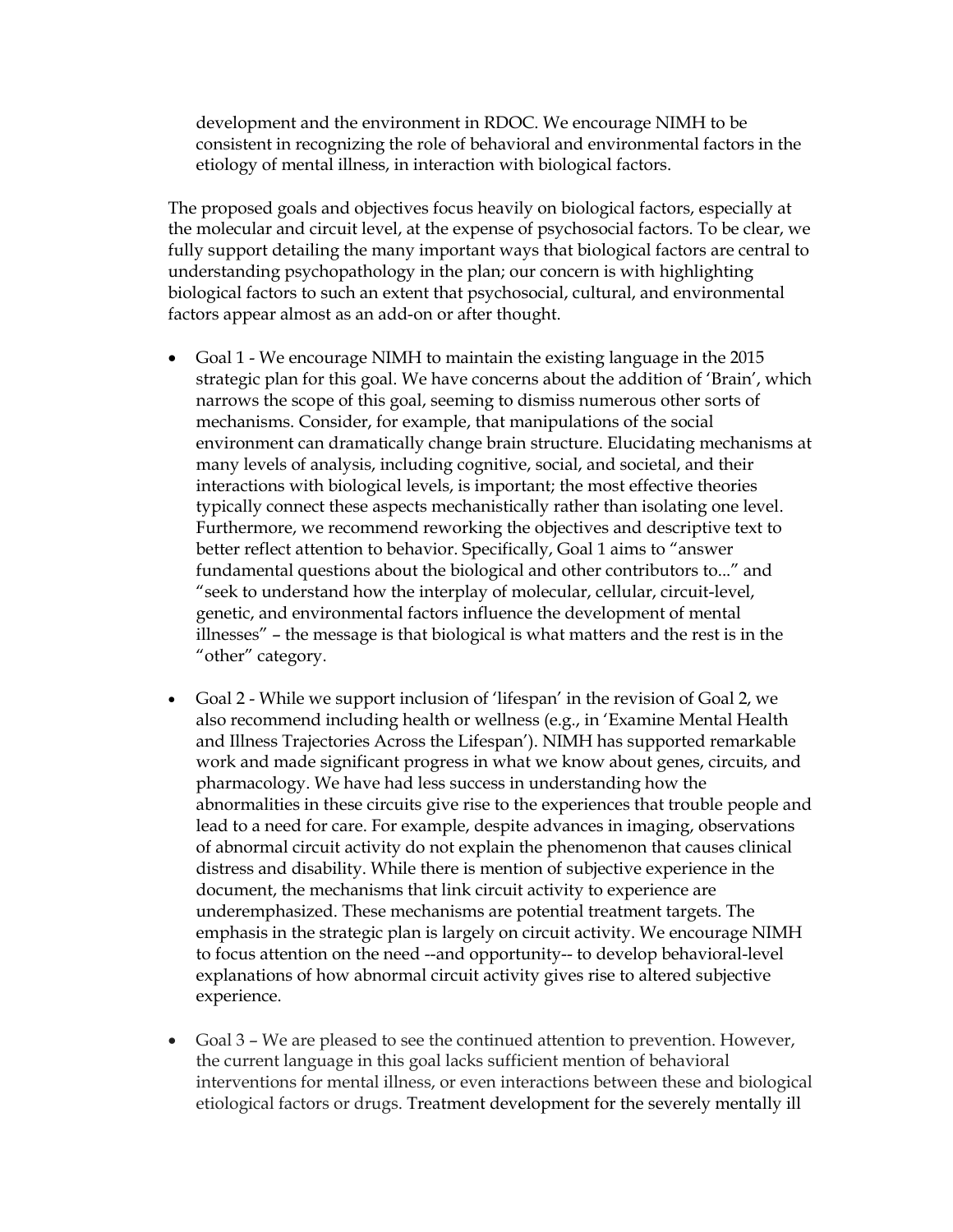development and the environment in RDOC. We encourage NIMH to be consistent in recognizing the role of behavioral and environmental factors in the etiology of mental illness, in interaction with biological factors.

The proposed goals and objectives focus heavily on biological factors, especially at the molecular and circuit level, at the expense of psychosocial factors. To be clear, we fully support detailing the many important ways that biological factors are central to understanding psychopathology in the plan; our concern is with highlighting biological factors to such an extent that psychosocial, cultural, and environmental factors appear almost as an add-on or after thought.

- Goal 1 - We encourage NIMH to maintain the existing language in the 2015 strategic plan for this goal. We have concerns about the addition of 'Brain', which narrows the scope of this goal, seeming to dismiss numerous other sorts of mechanisms. Consider, for example, that manipulations of the social environment can dramatically change brain structure. Elucidating mechanisms at many levels of analysis, including cognitive, social, and societal, and their interactions with biological levels, is important; the most effective theories typically connect these aspects mechanistically rather than isolating one level. Furthermore, we recommend reworking the objectives and descriptive text to better reflect attention to behavior. Specifically, Goal 1 aims to "answer fundamental questions about the biological and other contributors to..." and "seek to understand how the interplay of molecular, cellular, circuit-level, genetic, and environmental factors influence the development of mental illnesses" – the message is that biological is what matters and the rest is in the "other" category.

- Goal 2 - While we support inclusion of 'lifespan' in the revision of Goal 2, we also recommend including health or wellness (e.g., in 'Examine Mental Health and Illness Trajectories Across the Lifespan'). NIMH has supported remarkable work and made significant progress in what we know about genes, circuits, and pharmacology. We have had less success in understanding how the abnormalities in these circuits give rise to the experiences that trouble people and lead to a need for care. For example, despite advances in imaging, observations of abnormal circuit activity do not explain the phenomenon that causes clinical distress and disability. While there is mention of subjective experience in the document, the mechanisms that link circuit activity to experience are underemphasized. These mechanisms are potential treatment targets. The emphasis in the strategic plan is largely on circuit activity. We encourage NIMH to focus attention on the need --and opportunity-- to develop behavioral-level explanations of how abnormal circuit activity gives rise to altered subjective experience.

- Goal 3 – We are pleased to see the continued attention to prevention. However, the current language in this goal lacks sufficient mention of behavioral interventions for mental illness, or even interactions between these and biological etiological factors or drugs. Treatment development for the severely mentally ill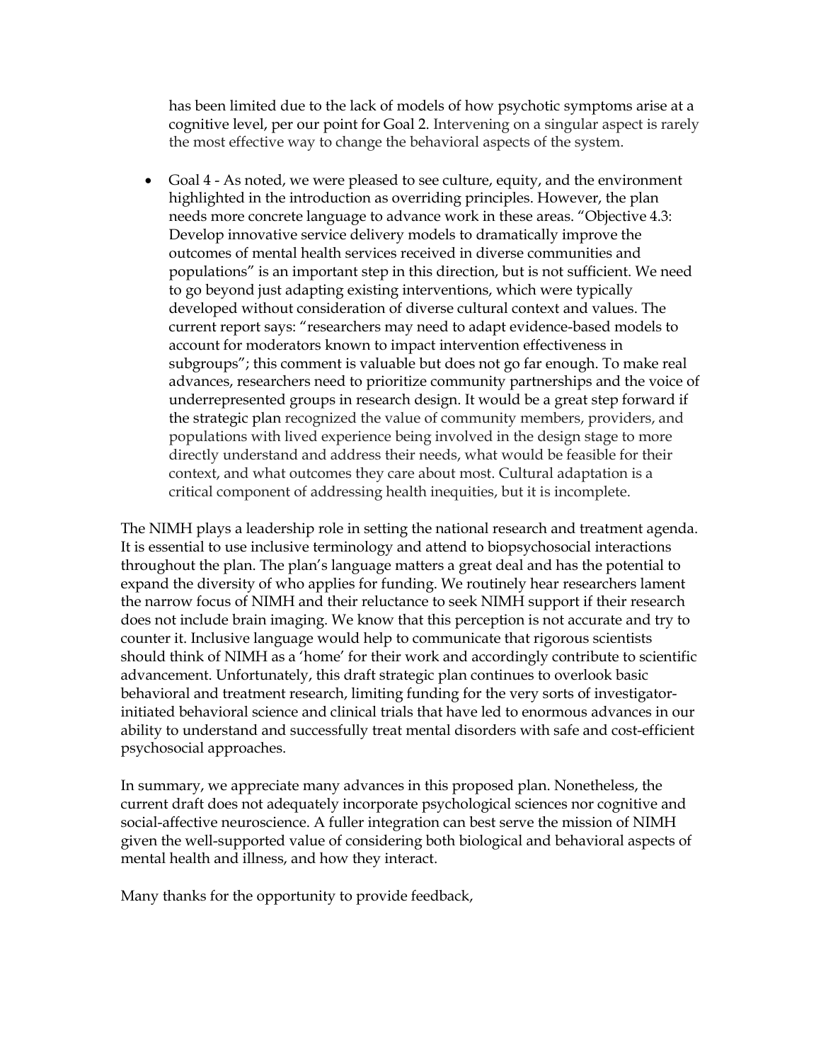has been limited due to the lack of models of how psychotic symptoms arise at a cognitive level, per our point for Goal 2. Intervening on a singular aspect is rarely the most effective way to change the behavioral aspects of the system.

- Goal 4 - As noted, we were pleased to see culture, equity, and the environment highlighted in the introduction as overriding principles. However, the plan needs more concrete language to advance work in these areas. "Objective 4.3: Develop innovative service delivery models to dramatically improve the outcomes of mental health services received in diverse communities and populations" is an important step in this direction, but is not sufficient. We need to go beyond just adapting existing interventions, which were typically developed without consideration of diverse cultural context and values. The current report says: "researchers may need to adapt evidence-based models to account for moderators known to impact intervention effectiveness in subgroups"; this comment is valuable but does not go far enough. To make real advances, researchers need to prioritize community partnerships and the voice of underrepresented groups in research design. It would be a great step forward if the strategic plan recognized the value of community members, providers, and populations with lived experience being involved in the design stage to more directly understand and address their needs, what would be feasible for their context, and what outcomes they care about most. Cultural adaptation is a critical component of addressing health inequities, but it is incomplete.

The NIMH plays a leadership role in setting the national research and treatment agenda. It is essential to use inclusive terminology and attend to biopsychosocial interactions throughout the plan. The plan's language matters a great deal and has the potential to expand the diversity of who applies for funding. We routinely hear researchers lament the narrow focus of NIMH and their reluctance to seek NIMH support if their research does not include brain imaging. We know that this perception is not accurate and try to counter it. Inclusive language would help to communicate that rigorous scientists should think of NIMH as a 'home' for their work and accordingly contribute to scientific advancement. Unfortunately, this draft strategic plan continues to overlook basic behavioral and treatment research, limiting funding for the very sorts of investigator-initiated behavioral science and clinical trials that have led to enormous advances in our ability to understand and successfully treat mental disorders with safe and cost-efficient psychosocial approaches.

In summary, we appreciate many advances in this proposed plan. Nonetheless, the current draft does not adequately incorporate psychological sciences nor cognitive and social-affective neuroscience. A fuller integration can best serve the mission of NIMH given the well-supported value of considering both biological and behavioral aspects of mental health and illness, and how they interact.

Many thanks for the opportunity to provide feedback,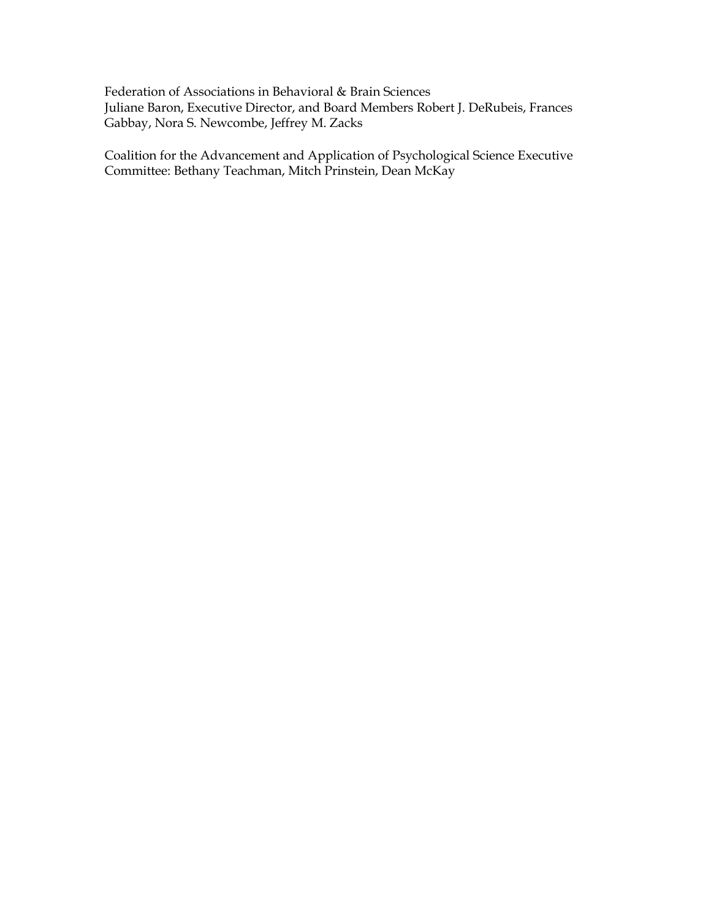Federation of Associations in Behavioral & Brain Sciences
Juliane Baron, Executive Director, and Board Members Robert J. DeRubeis, Frances Gabbay, Nora S. Newcombe, Jeffrey M. Zacks

Coalition for the Advancement and Application of Psychological Science Executive Committee: Bethany Teachman, Mitch Prinstein, Dean McKay